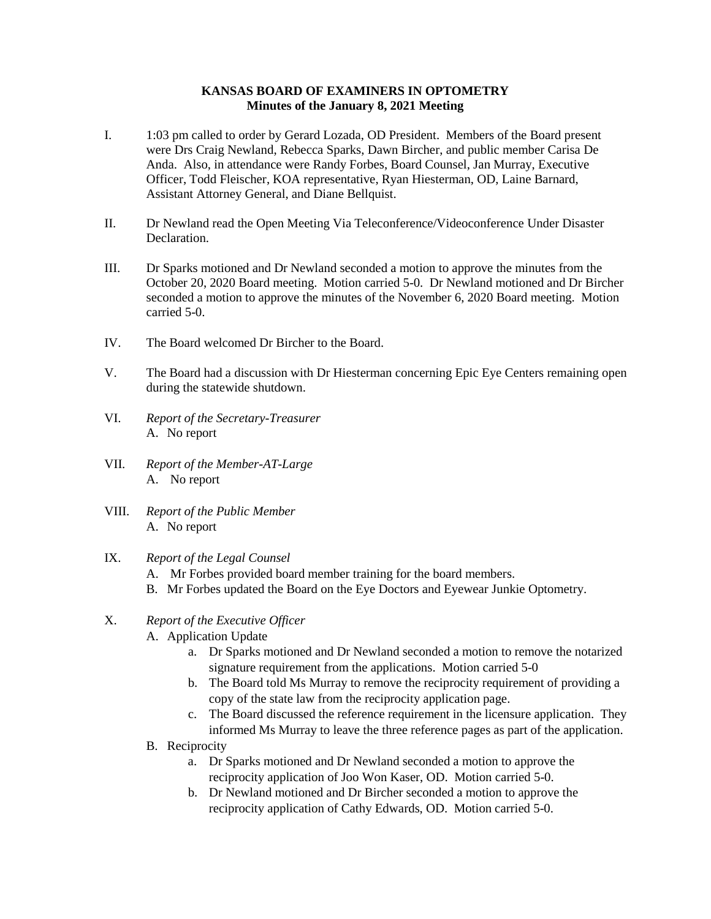**KANSAS BOARD OF EXAMINERS IN OPTOMETRY**
**Minutes of the January 8, 2021 Meeting**

I. 1:03 pm called to order by Gerard Lozada, OD President. Members of the Board present were Drs Craig Newland, Rebecca Sparks, Dawn Bircher, and public member Carisa De Anda. Also, in attendance were Randy Forbes, Board Counsel, Jan Murray, Executive Officer, Todd Fleischer, KOA representative, Ryan Hiesterman, OD, Laine Barnard, Assistant Attorney General, and Diane Bellquist.

II. Dr Newland read the Open Meeting Via Teleconference/Videoconference Under Disaster Declaration.

III. Dr Sparks motioned and Dr Newland seconded a motion to approve the minutes from the October 20, 2020 Board meeting. Motion carried 5-0. Dr Newland motioned and Dr Bircher seconded a motion to approve the minutes of the November 6, 2020 Board meeting. Motion carried 5-0.

IV. The Board welcomed Dr Bircher to the Board.

V. The Board had a discussion with Dr Hiesterman concerning Epic Eye Centers remaining open during the statewide shutdown.

VI. *Report of the Secretary-Treasurer*
   A. No report

VII. *Report of the Member-AT-Large*
   A. No report

VIII. *Report of the Public Member*
   A. No report

IX. *Report of the Legal Counsel*
   A. Mr Forbes provided board member training for the board members.
   B. Mr Forbes updated the Board on the Eye Doctors and Eyewear Junkie Optometry.

X. *Report of the Executive Officer*
   A. Application Update
      a. Dr Sparks motioned and Dr Newland seconded a motion to remove the notarized signature requirement from the applications. Motion carried 5-0
      b. The Board told Ms Murray to remove the reciprocity requirement of providing a copy of the state law from the reciprocity application page.
      c. The Board discussed the reference requirement in the licensure application. They informed Ms Murray to leave the three reference pages as part of the application.
   B. Reciprocity
      a. Dr Sparks motioned and Dr Newland seconded a motion to approve the reciprocity application of Joo Won Kaser, OD. Motion carried 5-0.
      b. Dr Newland motioned and Dr Bircher seconded a motion to approve the reciprocity application of Cathy Edwards, OD. Motion carried 5-0.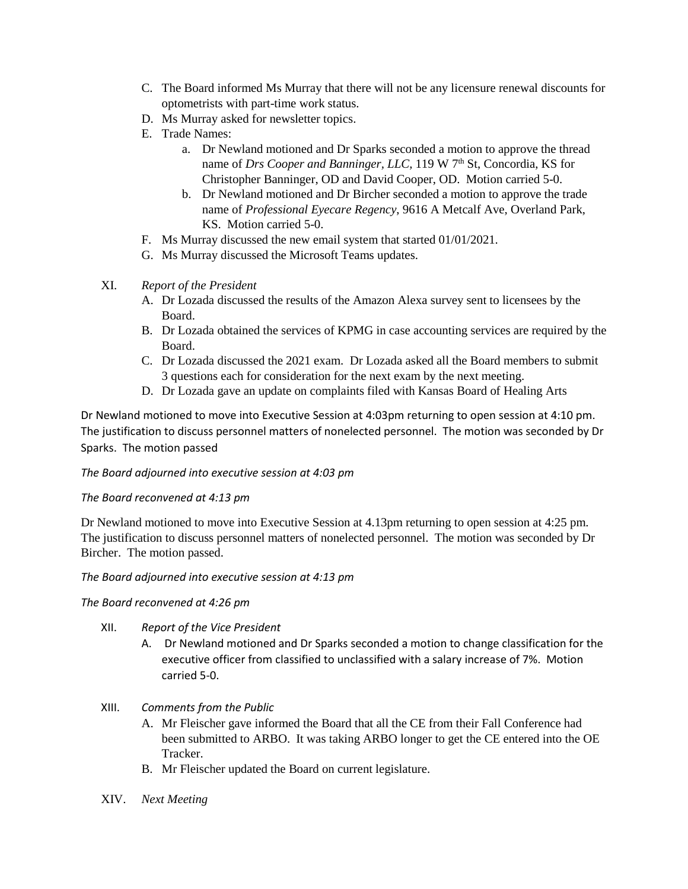C. The Board informed Ms Murray that there will not be any licensure renewal discounts for optometrists with part-time work status.
D. Ms Murray asked for newsletter topics.
E. Trade Names:
   a. Dr Newland motioned and Dr Sparks seconded a motion to approve the thread name of *Drs Cooper and Banninger, LLC,* 119 W 7th St, Concordia, KS for Christopher Banninger, OD and David Cooper, OD. Motion carried 5-0.
   b. Dr Newland motioned and Dr Bircher seconded a motion to approve the trade name of *Professional Eyecare Regency*, 9616 A Metcalf Ave, Overland Park, KS. Motion carried 5-0.
F. Ms Murray discussed the new email system that started 01/01/2021.
G. Ms Murray discussed the Microsoft Teams updates.

XI. *Report of the President*

A. Dr Lozada discussed the results of the Amazon Alexa survey sent to licensees by the Board.
B. Dr Lozada obtained the services of KPMG in case accounting services are required by the Board.
C. Dr Lozada discussed the 2021 exam. Dr Lozada asked all the Board members to submit 3 questions each for consideration for the next exam by the next meeting.
D. Dr Lozada gave an update on complaints filed with Kansas Board of Healing Arts

Dr Newland motioned to move into Executive Session at 4:03pm returning to open session at 4:10 pm. The justification to discuss personnel matters of nonelected personnel. The motion was seconded by Dr Sparks. The motion passed

*The Board adjourned into executive session at 4:03 pm*

*The Board reconvened at 4:13 pm*

Dr Newland motioned to move into Executive Session at 4.13pm returning to open session at 4:25 pm. The justification to discuss personnel matters of nonelected personnel. The motion was seconded by Dr Bircher. The motion passed.

*The Board adjourned into executive session at 4:13 pm*

*The Board reconvened at 4:26 pm*

XII. *Report of the Vice President*

A. Dr Newland motioned and Dr Sparks seconded a motion to change classification for the executive officer from classified to unclassified with a salary increase of 7%. Motion carried 5-0.

XIII. *Comments from the Public*

A. Mr Fleischer gave informed the Board that all the CE from their Fall Conference had been submitted to ARBO. It was taking ARBO longer to get the CE entered into the OE Tracker.
B. Mr Fleischer updated the Board on current legislature.

XIV. *Next Meeting*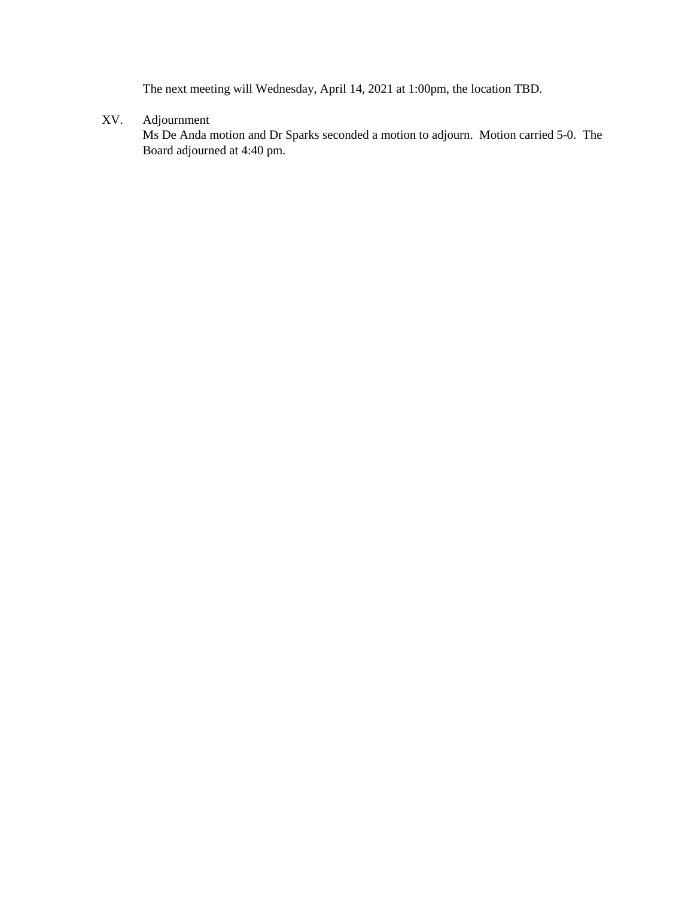The next meeting will Wednesday, April 14, 2021 at 1:00pm, the location TBD.

XV. Adjournment

Ms De Anda motion and Dr Sparks seconded a motion to adjourn. Motion carried 5-0. The Board adjourned at 4:40 pm.